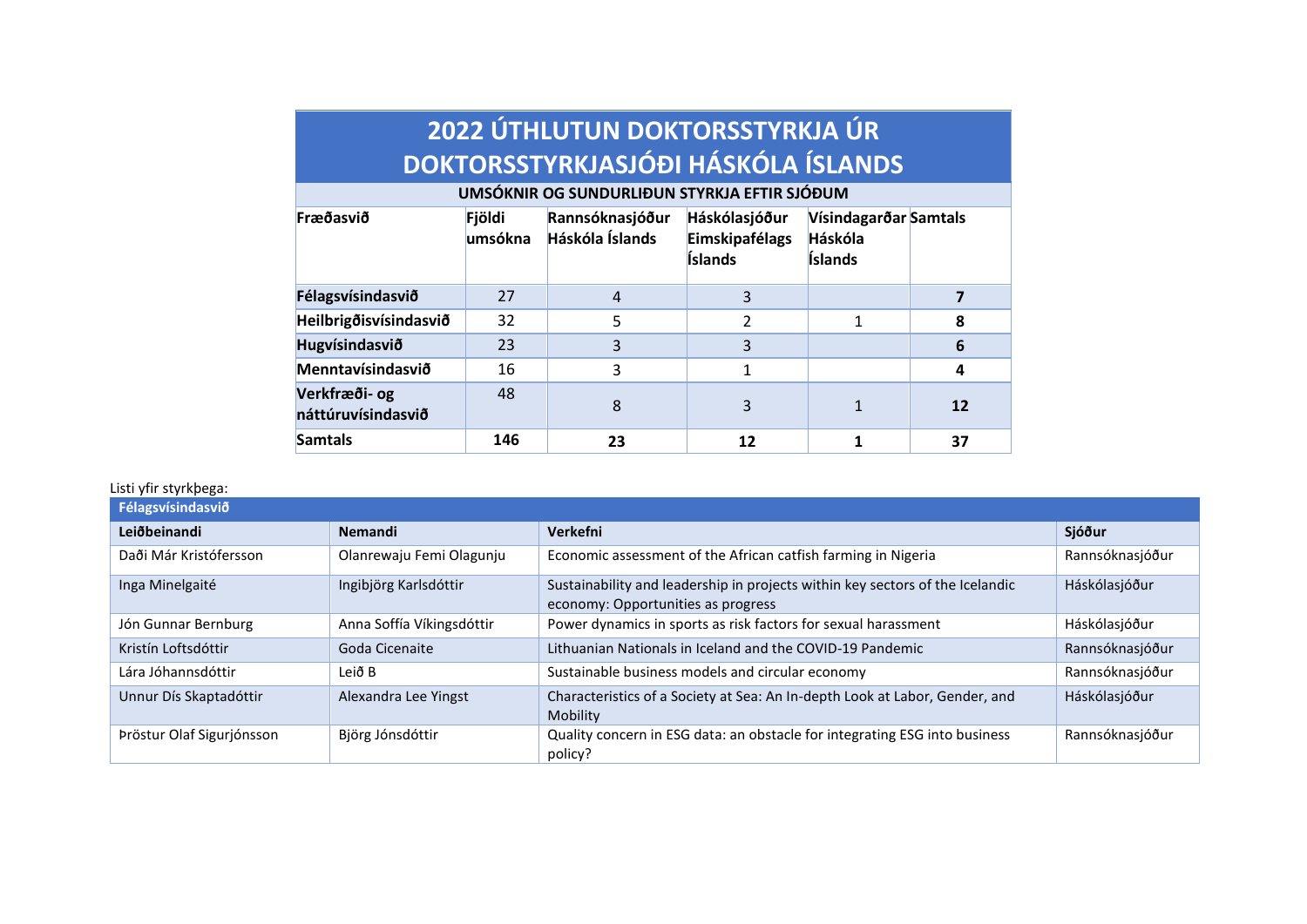# 2022 ÚTHLUTUN DOKTORSSTYRKJA ÚR DOKTORSSTYRKJASJÓÐI HÁSKÓLA ÍSLANDS

**UMSÓKNIR OG SUNDURLIÐUN STYRKJA EFTIR SJÓÐUM**

| Fræðasvið | Fjöldi umsókna | Rannsóknasjóður Háskóla Íslands | Háskólasjóður Eimskipafélags Íslands | Vísindagarðar Háskóla Íslands | Samtals |
|---|---|---|---|---|---|
| **Félagsvísindasvið** | 27 | 4 | 3 | | **7** |
| **Heilbrigðisvísindasvið** | 32 | 5 | 2 | 1 | **8** |
| **Hugvísindasvið** | 23 | 3 | 3 | | **6** |
| **Menntavísindasvið** | 16 | 3 | 1 | | **4** |
| **Verkfræði- og náttúruvísindasvið** | 48 | 8 | 3 | 1 | **12** |
| **Samtals** | **146** | **23** | **12** | **1** | **37** |

Listi yfir styrkþega:

**Félagsvísindasvið**

| Leiðbeinandi | Nemandi | Verkefni | Sjóður |
|---|---|---|---|
| Daði Már Kristófersson | Olanrewaju Femi Olagunju | Economic assessment of the African catfish farming in Nigeria | Rannsóknasjóður |
| Inga Minelgaité | Ingibjörg Karlsdóttir | Sustainability and leadership in projects within key sectors of the Icelandic economy: Opportunities as progress | Háskólasjóður |
| Jón Gunnar Bernburg | Anna Soffía Víkingsdóttir | Power dynamics in sports as risk factors for sexual harassment | Háskólasjóður |
| Kristín Loftsdóttir | Goda Cicenaite | Lithuanian Nationals in Iceland and the COVID-19 Pandemic | Rannsóknasjóður |
| Lára Jóhannsdóttir | Leið B | Sustainable business models and circular economy | Rannsóknasjóður |
| Unnur Dís Skaptadóttir | Alexandra Lee Yingst | Characteristics of a Society at Sea: An In-depth Look at Labor, Gender, and Mobility | Háskólasjóður |
| Þröstur Olaf Sigurjónsson | Björg Jónsdóttir | Quality concern in ESG data: an obstacle for integrating ESG into business policy? | Rannsóknasjóður |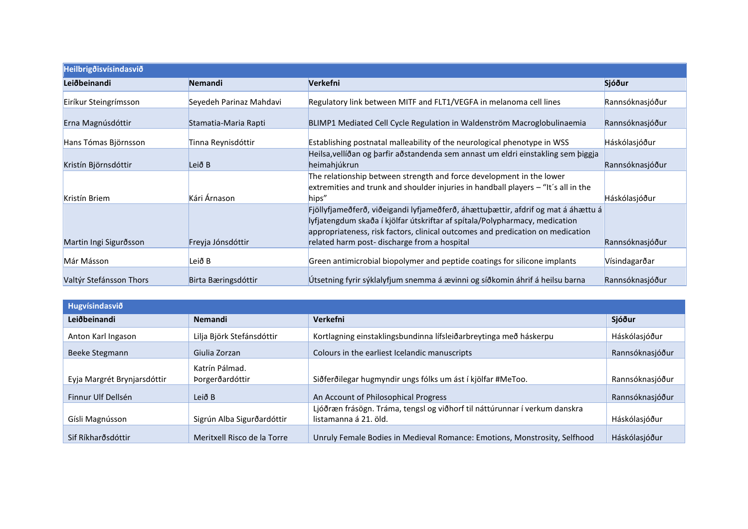| Heilbrigðisvísindasvið | | | |
|---|---|---|---|
| **Leiðbeinandi** | **Nemandi** | **Verkefni** | **Sjóður** |
| Eiríkur Steingrímsson | Seyedeh Parinaz Mahdavi | Regulatory link between MITF and FLT1/VEGFA in melanoma cell lines | Rannsóknasjóður |
| Erna Magnúsdóttir | Stamatia-Maria Rapti | BLIMP1 Mediated Cell Cycle Regulation in Waldenström Macroglobulinaemia | Rannsóknasjóður |
| Hans Tómas Björnsson | Tinna Reynisdóttir | Establishing postnatal malleability of the neurological phenotype in WSS | Háskólasjóður |
| Kristín Björnsdóttir | Leið B | Heilsa,vellíðan og þarfir aðstandenda sem annast um eldri einstakling sem þiggja heimahjúkrun | Rannsóknasjóður |
| Kristín Briem | Kári Árnason | The relationship between strength and force development in the lower extremities and trunk and shoulder injuries in handball players – "It´s all in the hips" | Háskólasjóður |
| Martin Ingi Sigurðsson | Freyja Jónsdóttir | Fjöllyfjameðferð, viðeigandi lyfjameðferð, áhættuþættir, afdrif og mat á áhættu á lyfjatengdum skaða í kjölfar útskriftar af spítala/Polypharmacy, medication appropriateness, risk factors, clinical outcomes and predication on medication related harm post- discharge from a hospital | Rannsóknasjóður |
| Már Másson | Leið B | Green antimicrobial biopolymer and peptide coatings for silicone implants | Vísindagarðar |
| Valtýr Stefánsson Thors | Birta Bæringsdóttir | Útsetning fyrir sýklalyfjum snemma á ævinni og síðkomin áhrif á heilsu barna | Rannsóknasjóður |

| Hugvísindasvið | | | |
|---|---|---|---|
| **Leiðbeinandi** | **Nemandi** | **Verkefni** | **Sjóður** |
| Anton Karl Ingason | Lilja Björk Stefánsdóttir | Kortlagning einstaklingsbundinna lífsleiðarbreytinga með háskerpu | Háskólasjóður |
| Beeke Stegmann | Giulia Zorzan | Colours in the earliest Icelandic manuscripts | Rannsóknasjóður |
| Eyja Margrét Brynjarsdóttir | Katrín Pálmad. Þorgerðardóttir | Siðferðilegar hugmyndir ungs fólks um ást í kjölfar #MeToo. | Rannsóknasjóður |
| Finnur Ulf Dellsén | Leið B | An Account of Philosophical Progress | Rannsóknasjóður |
| Gísli Magnússon | Sigrún Alba Sigurðardóttir | Ljóðræn frásögn. Tráma, tengsl og viðhorf til náttúrunnar í verkum danskra listamanna á 21. öld. | Háskólasjóður |
| Sif Ríkharðsdóttir | Meritxell Risco de la Torre | Unruly Female Bodies in Medieval Romance: Emotions, Monstrosity, Selfhood | Háskólasjóður |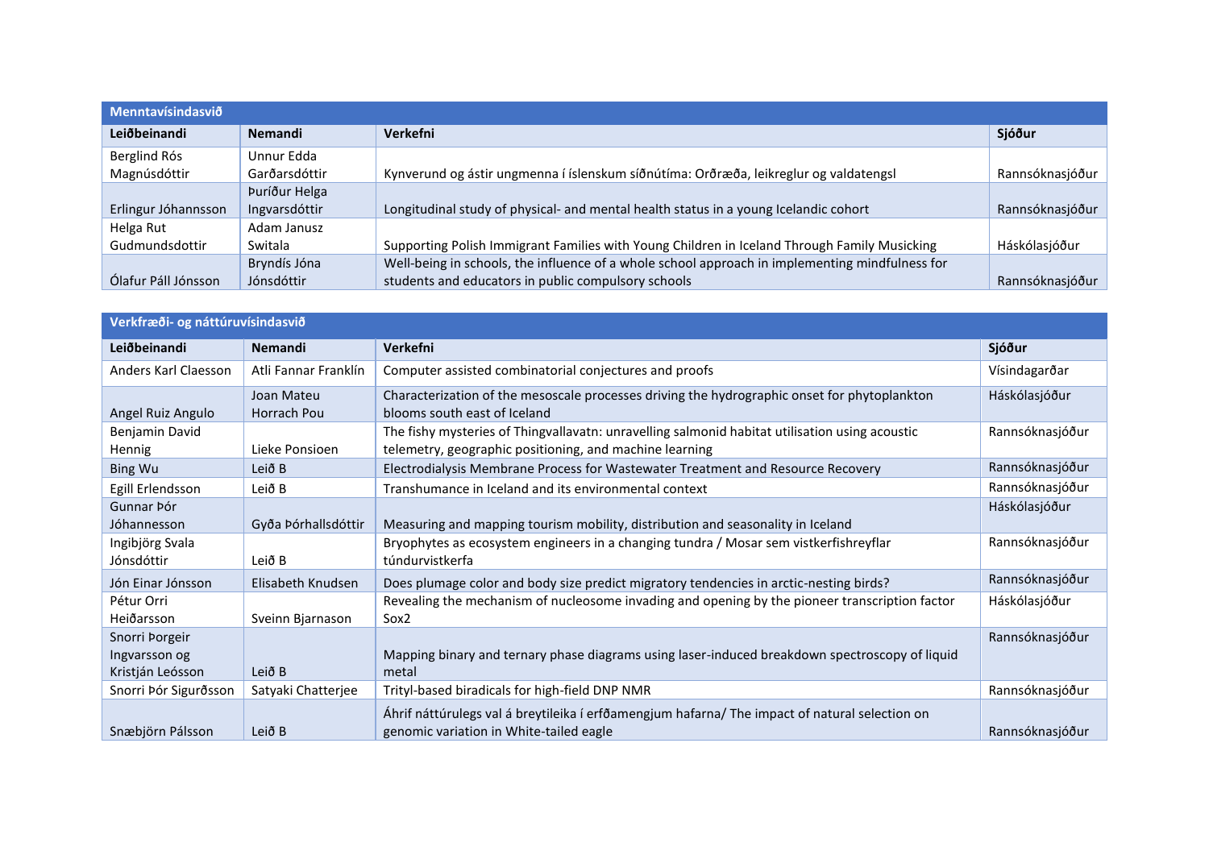| Menntavísindasvið | | | |
|---|---|---|---|
| **Leiðbeinandi** | **Nemandi** | **Verkefni** | **Sjóður** |
| Berglind Rós Magnúsdóttir | Unnur Edda Garðarsdóttir | Kynverund og ástir ungmenna í íslenskum síðnútíma: Orðræða, leikreglur og valdatengsl | Rannsóknasjóður |
| Erlingur Jóhannsson | Þuríður Helga Ingvarsdóttir | Longitudinal study of physical- and mental health status in a young Icelandic cohort | Rannsóknasjóður |
| Helga Rut Gudmundsdottir | Adam Janusz Switala | Supporting Polish Immigrant Families with Young Children in Iceland Through Family Musicking | Háskólasjóður |
| Ólafur Páll Jónsson | Bryndís Jóna Jónsdóttir | Well-being in schools, the influence of a whole school approach in implementing mindfulness for students and educators in public compulsory schools | Rannsóknasjóður |

| Verkfræði- og náttúruvísindasvið | | | |
|---|---|---|---|
| **Leiðbeinandi** | **Nemandi** | **Verkefni** | **Sjóður** |
| Anders Karl Claesson | Atli Fannar Franklín | Computer assisted combinatorial conjectures and proofs | Vísindagarðar |
| Angel Ruiz Angulo | Joan Mateu Horrach Pou | Characterization of the mesoscale processes driving the hydrographic onset for phytoplankton blooms south east of Iceland | Háskólasjóður |
| Benjamin David Hennig | Lieke Ponsioen | The fishy mysteries of Thingvallavatn: unravelling salmonid habitat utilisation using acoustic telemetry, geographic positioning, and machine learning | Rannsóknasjóður |
| Bing Wu | Leið B | Electrodialysis Membrane Process for Wastewater Treatment and Resource Recovery | Rannsóknasjóður |
| Egill Erlendsson | Leið B | Transhumance in Iceland and its environmental context | Rannsóknasjóður |
| Gunnar Þór Jóhannesson | Gyða Þórhallsdóttir | Measuring and mapping tourism mobility, distribution and seasonality in Iceland | Háskólasjóður |
| Ingibjörg Svala Jónsdóttir | Leið B | Bryophytes as ecosystem engineers in a changing tundra / Mosar sem vistkerfishreyflar túndurvistkerfa | Rannsóknasjóður |
| Jón Einar Jónsson | Elisabeth Knudsen | Does plumage color and body size predict migratory tendencies in arctic-nesting birds? | Rannsóknasjóður |
| Pétur Orri Heiðarsson | Sveinn Bjarnason | Revealing the mechanism of nucleosome invading and opening by the pioneer transcription factor Sox2 | Háskólasjóður |
| Snorri Þorgeir Ingvarsson og Kristján Leósson | Leið B | Mapping binary and ternary phase diagrams using laser-induced breakdown spectroscopy of liquid metal | Rannsóknasjóður |
| Snorri Þór Sigurðsson | Satyaki Chatterjee | Trityl-based biradicals for high-field DNP NMR | Rannsóknasjóður |
| Snæbjörn Pálsson | Leið B | Áhrif náttúrulegs val á breytileika í erfðamengjum hafarna/ The impact of natural selection on genomic variation in White-tailed eagle | Rannsóknasjóður |